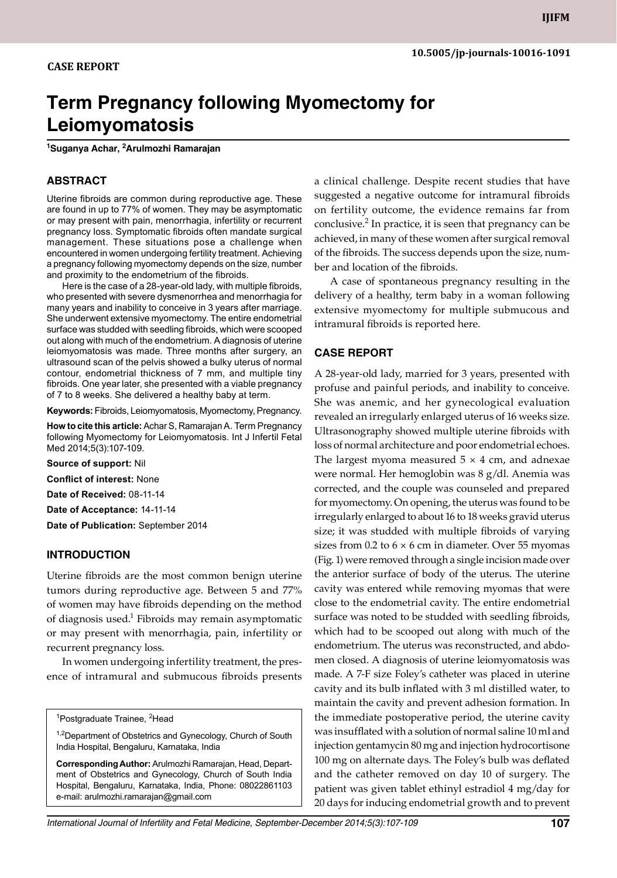CASE REPORT

10.5005/jp-journals-10016-1091

# Term Pregnancy following Myomectomy for Leiomyomatosis

[1]Suganya Achar, [2]Arulmozhi Ramarajan

## ABSTRACT

Uterine fibroids are common during reproductive age. These are found in up to 77% of women. They may be asymptomatic or may present with pain, menorrhagia, infertility or recurrent pregnancy loss. Symptomatic fibroids often mandate surgical management. These situations pose a challenge when encountered in women undergoing fertility treatment. Achieving a pregnancy following myomectomy depends on the size, number and proximity to the endometrium of the fibroids.

Here is the case of a 28-year-old lady, with multiple fibroids, who presented with severe dysmenorrhea and menorrhagia for many years and inability to conceive in 3 years after marriage. She underwent extensive myomectomy. The entire endometrial surface was studded with seedling fibroids, which were scooped out along with much of the endometrium. A diagnosis of uterine leiomyomatosis was made. Three months after surgery, an ultrasound scan of the pelvis showed a bulky uterus of normal contour, endometrial thickness of 7 mm, and multiple tiny fibroids. One year later, she presented with a viable pregnancy of 7 to 8 weeks. She delivered a healthy baby at term.

**Keywords:** Fibroids, Leiomyomatosis, Myomectomy, Pregnancy.

**How to cite this article:** Achar S, Ramarajan A. Term Pregnancy following Myomectomy for Leiomyomatosis. Int J Infertil Fetal Med 2014;5(3):107-109.

**Source of support:** Nil

**Conflict of interest:** None

**Date of Received:** 08-11-14

**Date of Acceptance:** 14-11-14

**Date of Publication:** September 2014

## INTRODUCTION

Uterine fibroids are the most common benign uterine tumors during reproductive age. Between 5 and 77% of women may have fibroids depending on the method of diagnosis used.[1] Fibroids may remain asymptomatic or may present with menorrhagia, pain, infertility or recurrent pregnancy loss.

In women undergoing infertility treatment, the presence of intramural and submucous fibroids presents a clinical challenge. Despite recent studies that have suggested a negative outcome for intramural fibroids on fertility outcome, the evidence remains far from conclusive.[2] In practice, it is seen that pregnancy can be achieved, in many of these women after surgical removal of the fibroids. The success depends upon the size, number and location of the fibroids.

A case of spontaneous pregnancy resulting in the delivery of a healthy, term baby in a woman following extensive myomectomy for multiple submucous and intramural fibroids is reported here.

## CASE REPORT

A 28-year-old lady, married for 3 years, presented with profuse and painful periods, and inability to conceive. She was anemic, and her gynecological evaluation revealed an irregularly enlarged uterus of 16 weeks size. Ultrasonography showed multiple uterine fibroids with loss of normal architecture and poor endometrial echoes. The largest myoma measured $5 \times 4$ cm, and adnexae were normal. Her hemoglobin was 8 g/dl. Anemia was corrected, and the couple was counseled and prepared for myomectomy. On opening, the uterus was found to be irregularly enlarged to about 16 to 18 weeks gravid uterus size; it was studded with multiple fibroids of varying sizes from 0.2 to $6 \times 6$ cm in diameter. Over 55 myomas (Fig. 1) were removed through a single incision made over the anterior surface of body of the uterus. The uterine cavity was entered while removing myomas that were close to the endometrial cavity. The entire endometrial surface was noted to be studded with seedling fibroids, which had to be scooped out along with much of the endometrium. The uterus was reconstructed, and abdomen closed. A diagnosis of uterine leiomyomatosis was made. A 7-F size Foley's catheter was placed in uterine cavity and its bulb inflated with 3 ml distilled water, to maintain the cavity and prevent adhesion formation. In the immediate postoperative period, the uterine cavity was insufflated with a solution of normal saline 10 ml and injection gentamycin 80 mg and injection hydrocortisone 100 mg on alternate days. The Foley's bulb was deflated and the catheter removed on day 10 of surgery. The patient was given tablet ethinyl estradiol 4 mg/day for 20 days for inducing endometrial growth and to prevent

[1]Postgraduate Trainee, [2]Head

[1,2]Department of Obstetrics and Gynecology, Church of South India Hospital, Bengaluru, Karnataka, India

**Corresponding Author:** Arulmozhi Ramarajan, Head, Department of Obstetrics and Gynecology, Church of South India Hospital, Bengaluru, Karnataka, India, Phone: 08022861103 e-mail: arulmozhi.ramarajan@gmail.com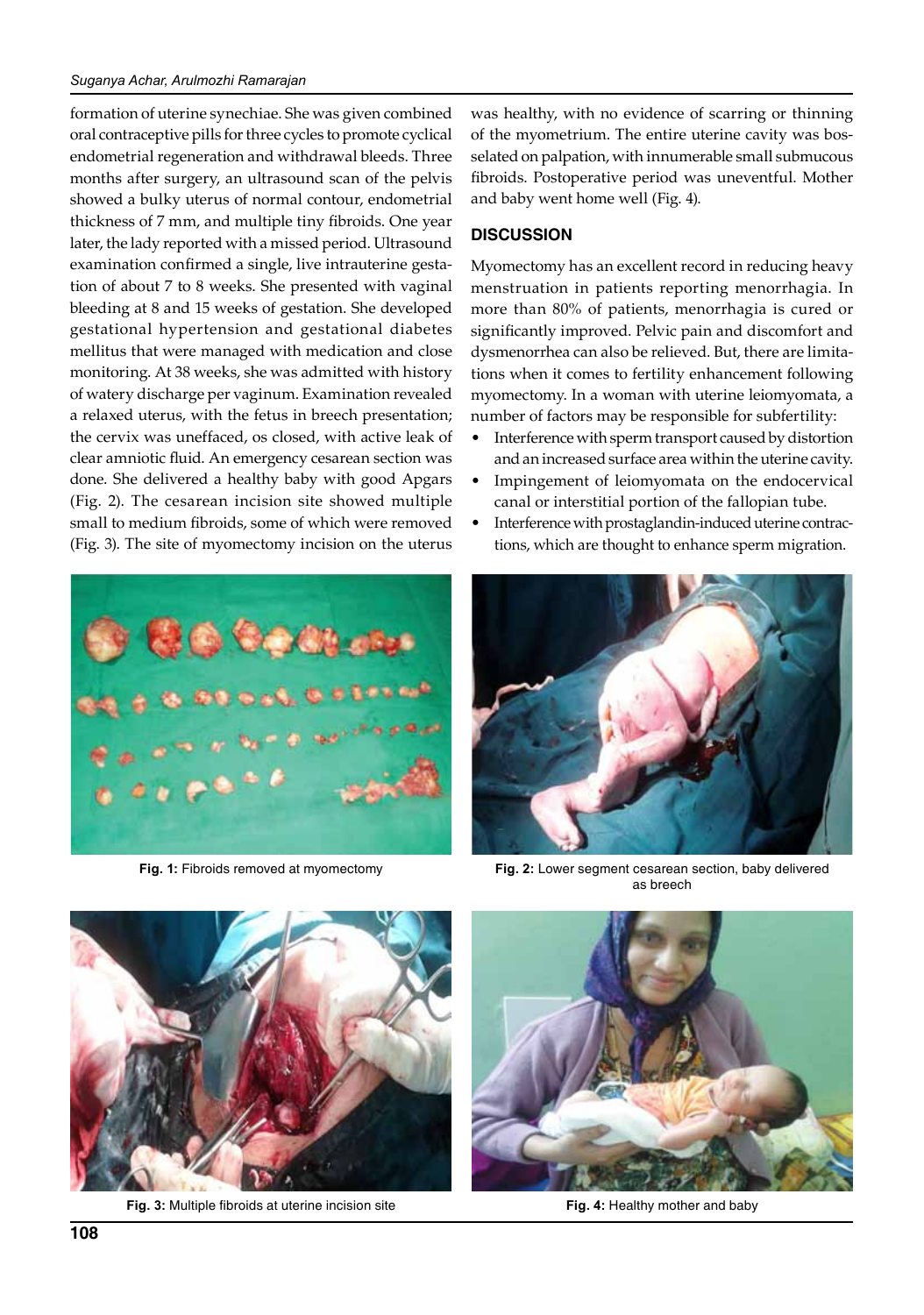formation of uterine synechiae. She was given combined oral contraceptive pills for three cycles to promote cyclical endometrial regeneration and withdrawal bleeds. Three months after surgery, an ultrasound scan of the pelvis showed a bulky uterus of normal contour, endometrial thickness of 7 mm, and multiple tiny fibroids. One year later, the lady reported with a missed period. Ultrasound examination confirmed a single, live intrauterine gestation of about 7 to 8 weeks. She presented with vaginal bleeding at 8 and 15 weeks of gestation. She developed gestational hypertension and gestational diabetes mellitus that were managed with medication and close monitoring. At 38 weeks, she was admitted with history of watery discharge per vaginum. Examination revealed a relaxed uterus, with the fetus in breech presentation; the cervix was uneffaced, os closed, with active leak of clear amniotic fluid. An emergency cesarean section was done. She delivered a healthy baby with good Apgars (Fig. 2). The cesarean incision site showed multiple small to medium fibroids, some of which were removed (Fig. 3). The site of myomectomy incision on the uterus was healthy, with no evidence of scarring or thinning of the myometrium. The entire uterine cavity was bosselated on palpation, with innumerable small submucous fibroids. Postoperative period was uneventful. Mother and baby went home well (Fig. 4).

## DISCUSSION

Myomectomy has an excellent record in reducing heavy menstruation in patients reporting menorrhagia. In more than 80% of patients, menorrhagia is cured or significantly improved. Pelvic pain and discomfort and dysmenorrhea can also be relieved. But, there are limitations when it comes to fertility enhancement following myomectomy. In a woman with uterine leiomyomata, a number of factors may be responsible for subfertility:

- Interference with sperm transport caused by distortion and an increased surface area within the uterine cavity.
- Impingement of leiomyomata on the endocervical canal or interstitial portion of the fallopian tube.
- Interference with prostaglandin-induced uterine contractions, which are thought to enhance sperm migration.

**Fig. 1:** Fibroids removed at myomectomy

**Fig. 2:** Lower segment cesarean section, baby delivered as breech

**Fig. 3:** Multiple fibroids at uterine incision site

**Fig. 4:** Healthy mother and baby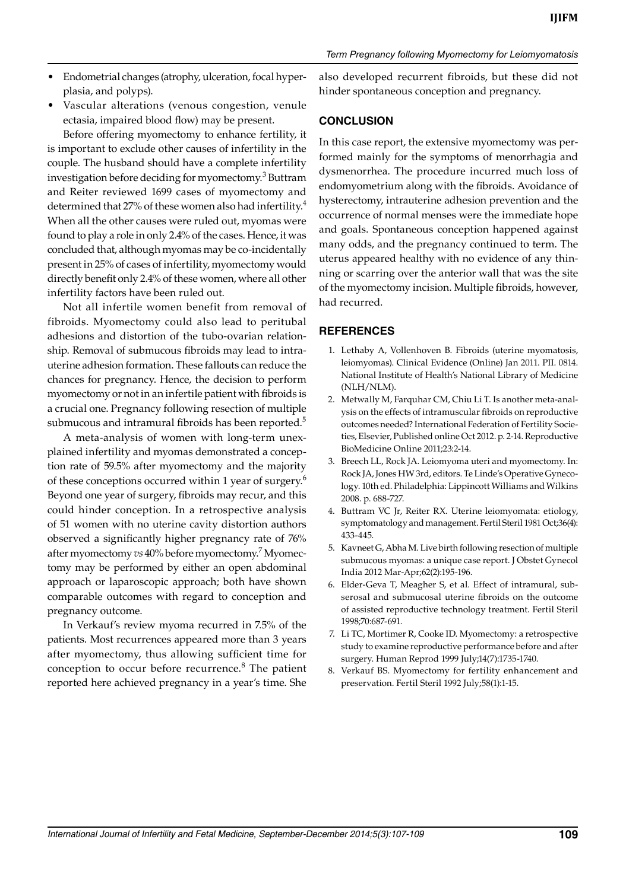- Endometrial changes (atrophy, ulceration, focal hyperplasia, and polyps).
- Vascular alterations (venous congestion, venule ectasia, impaired blood flow) may be present.

Before offering myomectomy to enhance fertility, it is important to exclude other causes of infertility in the couple. The husband should have a complete infertility investigation before deciding for myomectomy.[3] Buttram and Reiter reviewed 1699 cases of myomectomy and determined that 27% of these women also had infertility.[4] When all the other causes were ruled out, myomas were found to play a role in only 2.4% of the cases. Hence, it was concluded that, although myomas may be co-incidentally present in 25% of cases of infertility, myomectomy would directly benefit only 2.4% of these women, where all other infertility factors have been ruled out.

Not all infertile women benefit from removal of fibroids. Myomectomy could also lead to peritubal adhesions and distortion of the tubo-ovarian relationship. Removal of submucous fibroids may lead to intrauterine adhesion formation. These fallouts can reduce the chances for pregnancy. Hence, the decision to perform myomectomy or not in an infertile patient with fibroids is a crucial one. Pregnancy following resection of multiple submucous and intramural fibroids has been reported.[5]

A meta-analysis of women with long-term unexplained infertility and myomas demonstrated a conception rate of 59.5% after myomectomy and the majority of these conceptions occurred within 1 year of surgery.[6] Beyond one year of surgery, fibroids may recur, and this could hinder conception. In a retrospective analysis of 51 women with no uterine cavity distortion authors observed a significantly higher pregnancy rate of 76% after myomectomy *vs* 40% before myomectomy.[7] Myomectomy may be performed by either an open abdominal approach or laparoscopic approach; both have shown comparable outcomes with regard to conception and pregnancy outcome.

In Verkauf's review myoma recurred in 7.5% of the patients. Most recurrences appeared more than 3 years after myomectomy, thus allowing sufficient time for conception to occur before recurrence.[8] The patient reported here achieved pregnancy in a year's time. She also developed recurrent fibroids, but these did not hinder spontaneous conception and pregnancy.

## CONCLUSION

In this case report, the extensive myomectomy was performed mainly for the symptoms of menorrhagia and dysmenorrhea. The procedure incurred much loss of endomyometrium along with the fibroids. Avoidance of hysterectomy, intrauterine adhesion prevention and the occurrence of normal menses were the immediate hope and goals. Spontaneous conception happened against many odds, and the pregnancy continued to term. The uterus appeared healthy with no evidence of any thinning or scarring over the anterior wall that was the site of the myomectomy incision. Multiple fibroids, however, had recurred.

## REFERENCES

1. Lethaby A, Vollenhoven B. Fibroids (uterine myomatosis, leiomyomas). Clinical Evidence (Online) Jan 2011. PII. 0814. National Institute of Health's National Library of Medicine (NLH/NLM).
2. Metwally M, Farquhar CM, Chiu Li T. Is another meta-analysis on the effects of intramuscular fibroids on reproductive outcomes needed? International Federation of Fertility Societies, Elsevier, Published online Oct 2012. p. 2-14. Reproductive BioMedicine Online 2011;23:2-14.
3. Breech LL, Rock JA. Leiomyoma uteri and myomectomy. In: Rock JA, Jones HW 3rd, editors. Te Linde's Operative Gynecology. 10th ed. Philadelphia: Lippincott Williams and Wilkins 2008. p. 688-727.
4. Buttram VC Jr, Reiter RX. Uterine leiomyomata: etiology, symptomatology and management. Fertil Steril 1981 Oct;36(4): 433-445.
5. Kavneet G, Abha M. Live birth following resection of multiple submucous myomas: a unique case report. J Obstet Gynecol India 2012 Mar-Apr;62(2):195-196.
6. Elder-Geva T, Meagher S, et al. Effect of intramural, subserosal and submucosal uterine fibroids on the outcome of assisted reproductive technology treatment. Fertil Steril 1998;70:687-691.
7. Li TC, Mortimer R, Cooke ID. Myomectomy: a retrospective study to examine reproductive performance before and after surgery. Human Reprod 1999 July;14(7):1735-1740.
8. Verkauf BS. Myomectomy for fertility enhancement and preservation. Fertil Steril 1992 July;58(1):1-15.